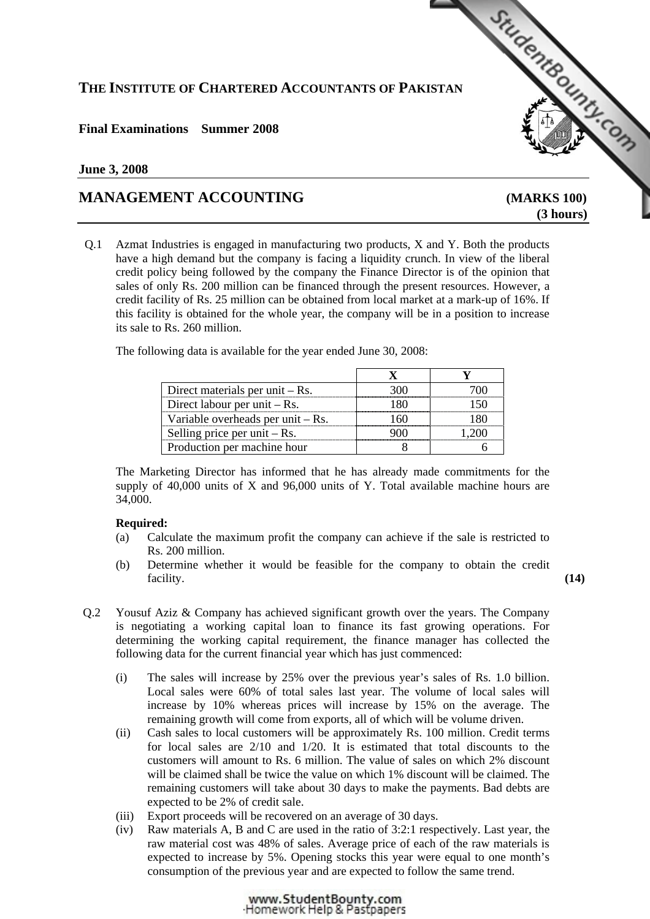# THE INSTITUTE OF CHARTERED ACCOUNTANTS OF PAKISTAN

**Final Examinations Summer 2008**

**June 3, 2008**

## MANAGEMENT ACCOUNTING

**(MARKS 100)**
**(3 hours)**

Q.1 Azmat Industries is engaged in manufacturing two products, X and Y. Both the products have a high demand but the company is facing a liquidity crunch. In view of the liberal credit policy being followed by the company the Finance Director is of the opinion that sales of only Rs. 200 million can be financed through the present resources. However, a credit facility of Rs. 25 million can be obtained from local market at a mark-up of 16%. If this facility is obtained for the whole year, the company will be in a position to increase its sale to Rs. 260 million.

The following data is available for the year ended June 30, 2008:

| | X | Y |
|---|---|---|
| Direct materials per unit – Rs. | 300 | 700 |
| Direct labour per unit – Rs. | 180 | 150 |
| Variable overheads per unit – Rs. | 160 | 180 |
| Selling price per unit – Rs. | 900 | 1,200 |
| Production per machine hour | 8 | 6 |

The Marketing Director has informed that he has already made commitments for the supply of 40,000 units of X and 96,000 units of Y. Total available machine hours are 34,000.

**Required:**

(a) Calculate the maximum profit the company can achieve if the sale is restricted to Rs. 200 million.

(b) Determine whether it would be feasible for the company to obtain the credit facility. **(14)**

Q.2 Yousuf Aziz & Company has achieved significant growth over the years. The Company is negotiating a working capital loan to finance its fast growing operations. For determining the working capital requirement, the finance manager has collected the following data for the current financial year which has just commenced:

(i) The sales will increase by 25% over the previous year's sales of Rs. 1.0 billion. Local sales were 60% of total sales last year. The volume of local sales will increase by 10% whereas prices will increase by 15% on the average. The remaining growth will come from exports, all of which will be volume driven.

(ii) Cash sales to local customers will be approximately Rs. 100 million. Credit terms for local sales are 2/10 and 1/20. It is estimated that total discounts to the customers will amount to Rs. 6 million. The value of sales on which 2% discount will be claimed shall be twice the value on which 1% discount will be claimed. The remaining customers will take about 30 days to make the payments. Bad debts are expected to be 2% of credit sale.

(iii) Export proceeds will be recovered on an average of 30 days.

(iv) Raw materials A, B and C are used in the ratio of 3:2:1 respectively. Last year, the raw material cost was 48% of sales. Average price of each of the raw materials is expected to increase by 5%. Opening stocks this year were equal to one month's consumption of the previous year and are expected to follow the same trend.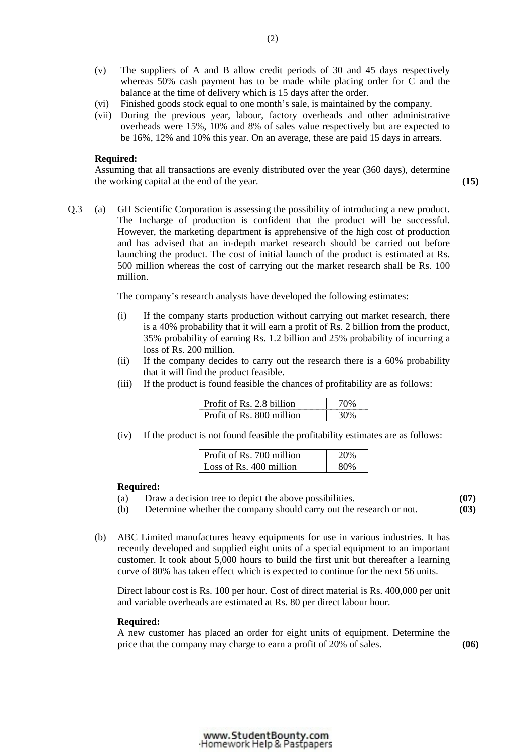(v) The suppliers of A and B allow credit periods of 30 and 45 days respectively whereas 50% cash payment has to be made while placing order for C and the balance at the time of delivery which is 15 days after the order.

(vi) Finished goods stock equal to one month's sale, is maintained by the company.

(vii) During the previous year, labour, factory overheads and other administrative overheads were 15%, 10% and 8% of sales value respectively but are expected to be 16%, 12% and 10% this year. On an average, these are paid 15 days in arrears.

**Required:**

Assuming that all transactions are evenly distributed over the year (360 days), determine the working capital at the end of the year. **(15)**

Q.3 (a) GH Scientific Corporation is assessing the possibility of introducing a new product. The Incharge of production is confident that the product will be successful. However, the marketing department is apprehensive of the high cost of production and has advised that an in-depth market research should be carried out before launching the product. The cost of initial launch of the product is estimated at Rs. 500 million whereas the cost of carrying out the market research shall be Rs. 100 million.

The company's research analysts have developed the following estimates:

(i) If the company starts production without carrying out market research, there is a 40% probability that it will earn a profit of Rs. 2 billion from the product, 35% probability of earning Rs. 1.2 billion and 25% probability of incurring a loss of Rs. 200 million.

(ii) If the company decides to carry out the research there is a 60% probability that it will find the product feasible.

(iii) If the product is found feasible the chances of profitability are as follows:

| | |
|---|---|
| Profit of Rs. 2.8 billion | 70% |
| Profit of Rs. 800 million | 30% |

(iv) If the product is not found feasible the profitability estimates are as follows:

| | |
|---|---|
| Profit of Rs. 700 million | 20% |
| Loss of Rs. 400 million | 80% |

**Required:**

(a) Draw a decision tree to depict the above possibilities. **(07)**

(b) Determine whether the company should carry out the research or not. **(03)**

(b) ABC Limited manufactures heavy equipments for use in various industries. It has recently developed and supplied eight units of a special equipment to an important customer. It took about 5,000 hours to build the first unit but thereafter a learning curve of 80% has taken effect which is expected to continue for the next 56 units.

Direct labour cost is Rs. 100 per hour. Cost of direct material is Rs. 400,000 per unit and variable overheads are estimated at Rs. 80 per direct labour hour.

**Required:**

A new customer has placed an order for eight units of equipment. Determine the price that the company may charge to earn a profit of 20% of sales. **(06)**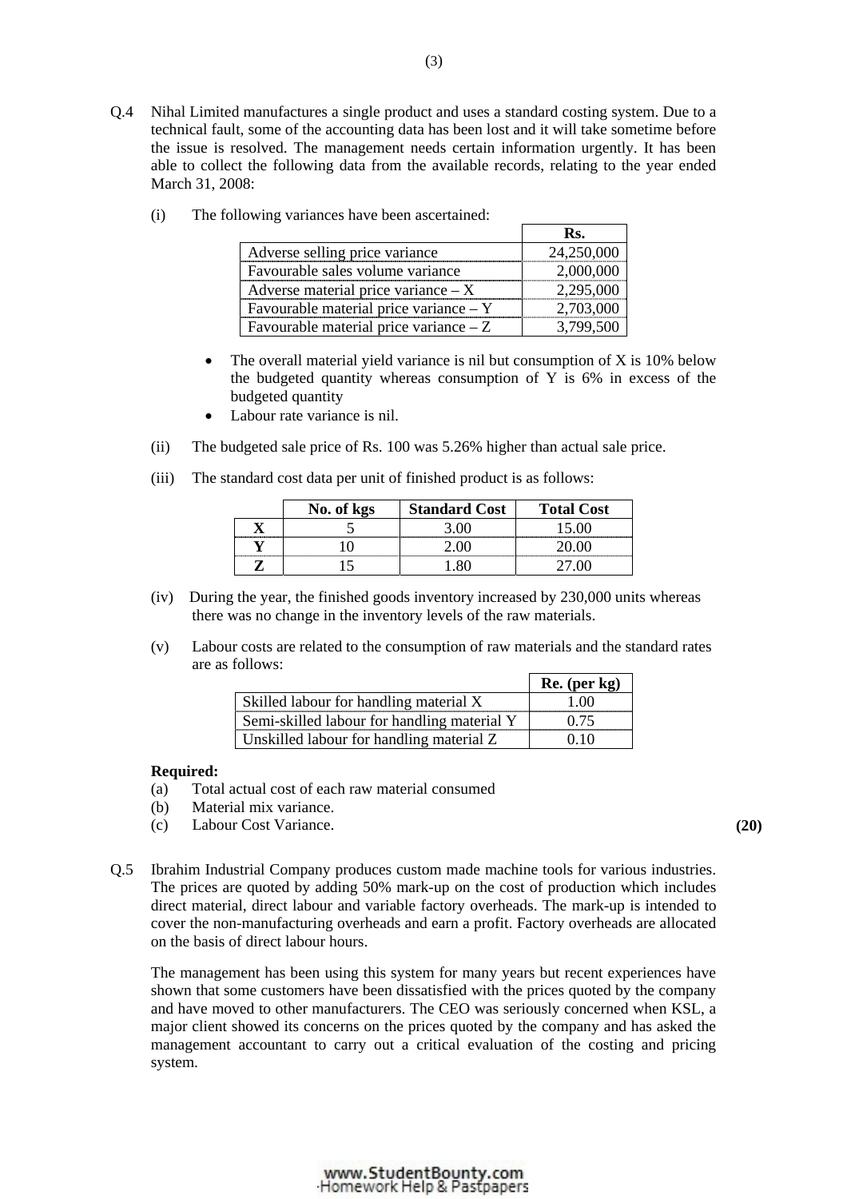Q.4 Nihal Limited manufactures a single product and uses a standard costing system. Due to a technical fault, some of the accounting data has been lost and it will take sometime before the issue is resolved. The management needs certain information urgently. It has been able to collect the following data from the available records, relating to the year ended March 31, 2008:

(i) The following variances have been ascertained:

| | Rs. |
|---|---|
| Adverse selling price variance | 24,250,000 |
| Favourable sales volume variance | 2,000,000 |
| Adverse material price variance – X | 2,295,000 |
| Favourable material price variance – Y | 2,703,000 |
| Favourable material price variance – Z | 3,799,500 |

- The overall material yield variance is nil but consumption of X is 10% below the budgeted quantity whereas consumption of Y is 6% in excess of the budgeted quantity
- Labour rate variance is nil.

(ii) The budgeted sale price of Rs. 100 was 5.26% higher than actual sale price.

(iii) The standard cost data per unit of finished product is as follows:

| | No. of kgs | Standard Cost | Total Cost |
|---|---|---|---|
| **X** | 5 | 3.00 | 15.00 |
| **Y** | 10 | 2.00 | 20.00 |
| **Z** | 15 | 1.80 | 27.00 |

(iv) During the year, the finished goods inventory increased by 230,000 units whereas there was no change in the inventory levels of the raw materials.

(v) Labour costs are related to the consumption of raw materials and the standard rates are as follows:

| | Re. (per kg) |
|---|---|
| Skilled labour for handling material X | 1.00 |
| Semi-skilled labour for handling material Y | 0.75 |
| Unskilled labour for handling material Z | 0.10 |

**Required:**

(a) Total actual cost of each raw material consumed

(b) Material mix variance.

(c) Labour Cost Variance. **(20)**

Q.5 Ibrahim Industrial Company produces custom made machine tools for various industries. The prices are quoted by adding 50% mark-up on the cost of production which includes direct material, direct labour and variable factory overheads. The mark-up is intended to cover the non-manufacturing overheads and earn a profit. Factory overheads are allocated on the basis of direct labour hours.

The management has been using this system for many years but recent experiences have shown that some customers have been dissatisfied with the prices quoted by the company and have moved to other manufacturers. The CEO was seriously concerned when KSL, a major client showed its concerns on the prices quoted by the company and has asked the management accountant to carry out a critical evaluation of the costing and pricing system.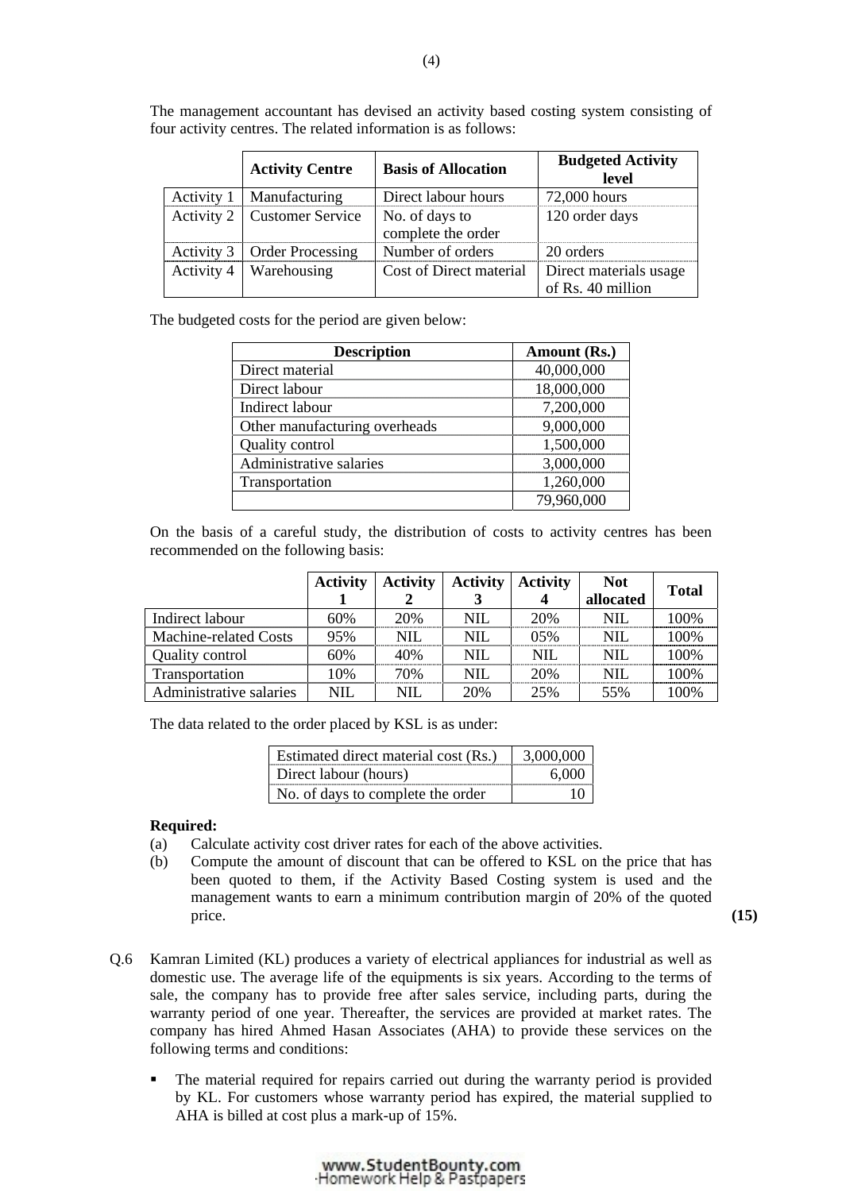The management accountant has devised an activity based costing system consisting of four activity centres. The related information is as follows:

| | Activity Centre | Basis of Allocation | Budgeted Activity level |
|---|---|---|---|
| Activity 1 | Manufacturing | Direct labour hours | 72,000 hours |
| Activity 2 | Customer Service | No. of days to complete the order | 120 order days |
| Activity 3 | Order Processing | Number of orders | 20 orders |
| Activity 4 | Warehousing | Cost of Direct material | Direct materials usage of Rs. 40 million |

The budgeted costs for the period are given below:

| Description | Amount (Rs.) |
|---|---|
| Direct material | 40,000,000 |
| Direct labour | 18,000,000 |
| Indirect labour | 7,200,000 |
| Other manufacturing overheads | 9,000,000 |
| Quality control | 1,500,000 |
| Administrative salaries | 3,000,000 |
| Transportation | 1,260,000 |
| | 79,960,000 |

On the basis of a careful study, the distribution of costs to activity centres has been recommended on the following basis:

| | Activity 1 | Activity 2 | Activity 3 | Activity 4 | Not allocated | Total |
|---|---|---|---|---|---|---|
| Indirect labour | 60% | 20% | NIL | 20% | NIL | 100% |
| Machine-related Costs | 95% | NIL | NIL | 05% | NIL | 100% |
| Quality control | 60% | 40% | NIL | NIL | NIL | 100% |
| Transportation | 10% | 70% | NIL | 20% | NIL | 100% |
| Administrative salaries | NIL | NIL | 20% | 25% | 55% | 100% |

The data related to the order placed by KSL is as under:

| | |
|---|---|
| Estimated direct material cost (Rs.) | 3,000,000 |
| Direct labour (hours) | 6,000 |
| No. of days to complete the order | 10 |

**Required:**

(a) Calculate activity cost driver rates for each of the above activities.

(b) Compute the amount of discount that can be offered to KSL on the price that has been quoted to them, if the Activity Based Costing system is used and the management wants to earn a minimum contribution margin of 20% of the quoted price. **(15)**

Q.6 Kamran Limited (KL) produces a variety of electrical appliances for industrial as well as domestic use. The average life of the equipments is six years. According to the terms of sale, the company has to provide free after sales service, including parts, during the warranty period of one year. Thereafter, the services are provided at market rates. The company has hired Ahmed Hasan Associates (AHA) to provide these services on the following terms and conditions:

- The material required for repairs carried out during the warranty period is provided by KL. For customers whose warranty period has expired, the material supplied to AHA is billed at cost plus a mark-up of 15%.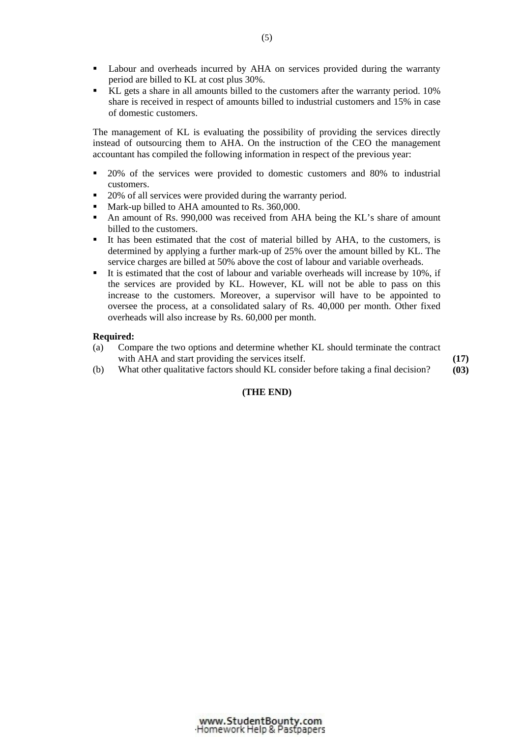- Labour and overheads incurred by AHA on services provided during the warranty period are billed to KL at cost plus 30%.
- KL gets a share in all amounts billed to the customers after the warranty period. 10% share is received in respect of amounts billed to industrial customers and 15% in case of domestic customers.

The management of KL is evaluating the possibility of providing the services directly instead of outsourcing them to AHA. On the instruction of the CEO the management accountant has compiled the following information in respect of the previous year:

- 20% of the services were provided to domestic customers and 80% to industrial customers.
- 20% of all services were provided during the warranty period.
- Mark-up billed to AHA amounted to Rs. 360,000.
- An amount of Rs. 990,000 was received from AHA being the KL's share of amount billed to the customers.
- It has been estimated that the cost of material billed by AHA, to the customers, is determined by applying a further mark-up of 25% over the amount billed by KL. The service charges are billed at 50% above the cost of labour and variable overheads.
- It is estimated that the cost of labour and variable overheads will increase by 10%, if the services are provided by KL. However, KL will not be able to pass on this increase to the customers. Moreover, a supervisor will have to be appointed to oversee the process, at a consolidated salary of Rs. 40,000 per month. Other fixed overheads will also increase by Rs. 60,000 per month.

**Required:**

(a) Compare the two options and determine whether KL should terminate the contract with AHA and start providing the services itself. **(17)**

(b) What other qualitative factors should KL consider before taking a final decision? **(03)**

**(THE END)**